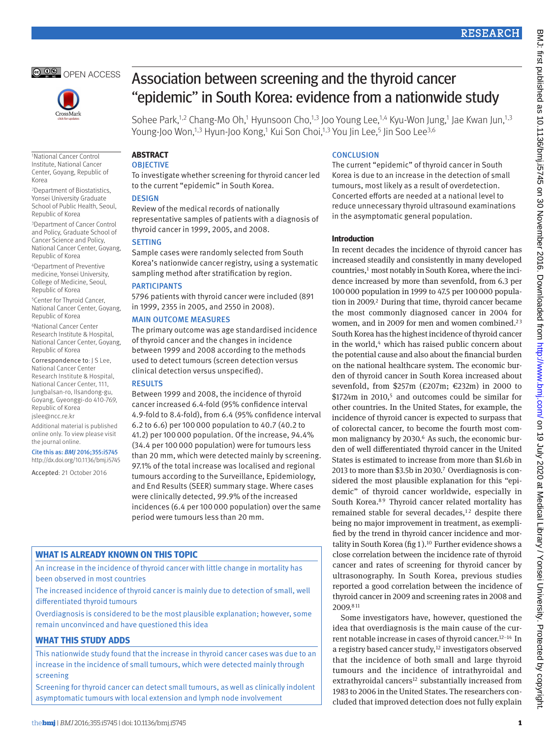# Association between screening and the thyroid cancer "epidemic" in South Korea: evidence from a nationwide study

Sohee Park,[1,2] Chang-Mo Oh,[1] Hyunsoon Cho,[1,3] Joo Young Lee,[1,4] Kyu-Won Jung,[1] Jae Kwan Jun,[1,3] Young-Joo Won,[1,3] Hyun-Joo Kong,[1] Kui Son Choi,[1,3] You Jin Lee,[5] Jin Soo Lee[3,6]

[1]National Cancer Control Institute, National Cancer Center, Goyang, Republic of Korea

[2]Department of Biostatistics, Yonsei University Graduate School of Public Health, Seoul, Republic of Korea

[3]Department of Cancer Control and Policy, Graduate School of Cancer Science and Policy, National Cancer Center, Goyang, Republic of Korea

[4]Department of Preventive medicine, Yonsei University, College of Medicine, Seoul, Republic of Korea

[5]Center for Thyroid Cancer, National Cancer Center, Goyang, Republic of Korea

[6]National Cancer Center Research Institute & Hospital, National Cancer Center, Goyang, Republic of Korea

Correspondence to: J S Lee, National Cancer Center Research Institute & Hospital, National Cancer Center, 111, Jungbalsan-ro, Ilsandong-gu, Goyang, Gyeonggi-do 410-769, Republic of Korea jslee@ncc.re.kr

Additional material is published online only. To view please visit the journal online.

Cite this as: *BMJ* 2016;355:i5745
http://dx.doi.org/10.1136/bmj.i5745

Accepted: 21 October 2016

## ABSTRACT

### OBJECTIVE

To investigate whether screening for thyroid cancer led to the current "epidemic" in South Korea.

### DESIGN

Review of the medical records of nationally representative samples of patients with a diagnosis of thyroid cancer in 1999, 2005, and 2008.

### SETTING

Sample cases were randomly selected from South Korea's nationwide cancer registry, using a systematic sampling method after stratification by region.

### PARTICIPANTS

5796 patients with thyroid cancer were included (891 in 1999, 2355 in 2005, and 2550 in 2008).

### MAIN OUTCOME MEASURES

The primary outcome was age standardised incidence of thyroid cancer and the changes in incidence between 1999 and 2008 according to the methods used to detect tumours (screen detection versus clinical detection versus unspecified).

### RESULTS

Between 1999 and 2008, the incidence of thyroid cancer increased 6.4-fold (95% confidence interval 4.9-fold to 8.4-fold), from 6.4 (95% confidence interval 6.2 to 6.6) per 100 000 population to 40.7 (40.2 to 41.2) per 100 000 population. Of the increase, 94.4% (34.4 per 100 000 population) were for tumours less than 20 mm, which were detected mainly by screening. 97.1% of the total increase was localised and regional tumours according to the Surveillance, Epidemiology, and End Results (SEER) summary stage. Where cases were clinically detected, 99.9% of the increased incidences (6.4 per 100 000 population) over the same period were tumours less than 20 mm.

### CONCLUSION

The current "epidemic" of thyroid cancer in South Korea is due to an increase in the detection of small tumours, most likely as a result of overdetection. Concerted efforts are needed at a national level to reduce unnecessary thyroid ultrasound examinations in the asymptomatic general population.

## WHAT IS ALREADY KNOWN ON THIS TOPIC

An increase in the incidence of thyroid cancer with little change in mortality has been observed in most countries

The increased incidence of thyroid cancer is mainly due to detection of small, well differentiated thyroid tumours

Overdiagnosis is considered to be the most plausible explanation; however, some remain unconvinced and have questioned this idea

## WHAT THIS STUDY ADDS

This nationwide study found that the increase in thyroid cancer cases was due to an increase in the incidence of small tumours, which were detected mainly through screening

Screening for thyroid cancer can detect small tumours, as well as clinically indolent asymptomatic tumours with local extension and lymph node involvement

## Introduction

In recent decades the incidence of thyroid cancer has increased steadily and consistently in many developed countries,[1] most notably in South Korea, where the incidence increased by more than sevenfold, from 6.3 per 100 000 population in 1999 to 47.5 per 100 000 population in 2009.[2] During that time, thyroid cancer became the most commonly diagnosed cancer in 2004 for women, and in 2009 for men and women combined.[2,3] South Korea has the highest incidence of thyroid cancer in the world,[4] which has raised public concern about the potential cause and also about the financial burden on the national healthcare system. The economic burden of thyroid cancer in South Korea increased about sevenfold, from \$257m (£207m; €232m) in 2000 to \$1724m in 2010,[5] and outcomes could be similar for other countries. In the United States, for example, the incidence of thyroid cancer is expected to surpass that of colorectal cancer, to become the fourth most common malignancy by 2030.[6] As such, the economic burden of well differentiated thyroid cancer in the United States is estimated to increase from more than \$1.6b in 2013 to more than \$3.5b in 2030.[7] Overdiagnosis is considered the most plausible explanation for this "epidemic" of thyroid cancer worldwide, especially in South Korea.[8,9] Thyroid cancer related mortality has remained stable for several decades,[1,2] despite there being no major improvement in treatment, as exemplified by the trend in thyroid cancer incidence and mortality in South Korea (fig 1).[10] Further evidence shows a close correlation between the incidence rate of thyroid cancer and rates of screening for thyroid cancer by ultrasonography. In South Korea, previous studies reported a good correlation between the incidence of thyroid cancer in 2009 and screening rates in 2008 and 2009.[8,11]

Some investigators have, however, questioned the idea that overdiagnosis is the main cause of the current notable increase in cases of thyroid cancer.[12–14] In a registry based cancer study,[12] investigators observed that the incidence of both small and large thyroid tumours and the incidence of intrathyroidal and extrathyroidal cancers[12] substantially increased from 1983 to 2006 in the United States. The researchers concluded that improved detection does not fully explain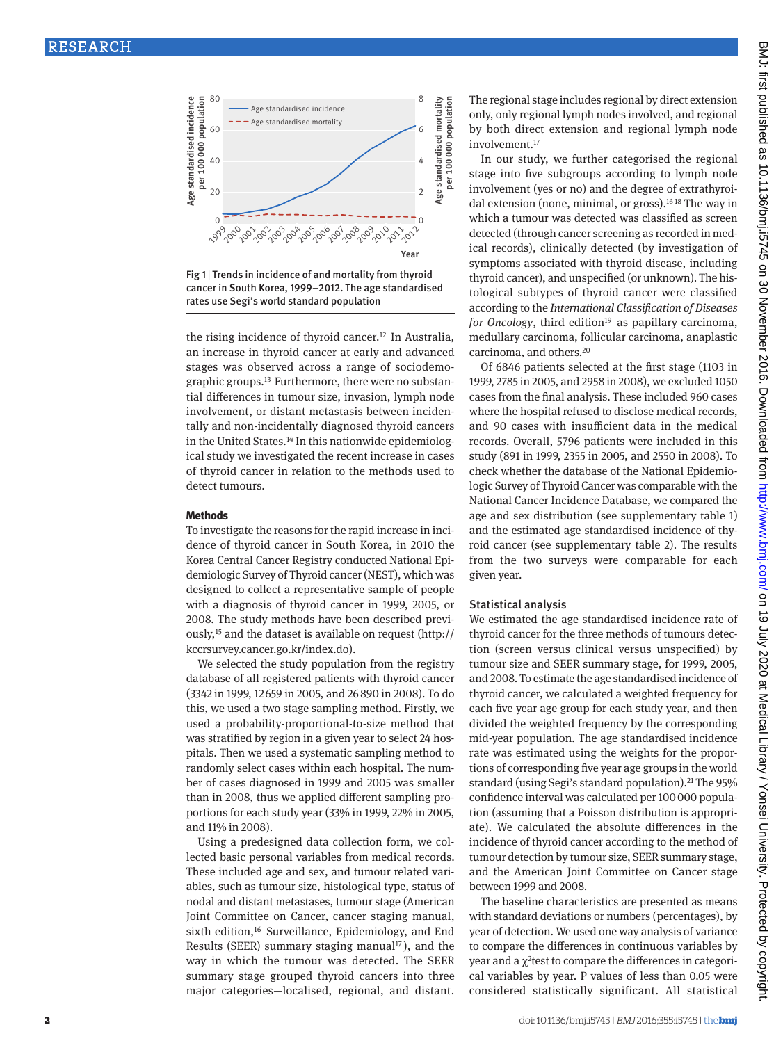Fig 1 | Trends in incidence of and mortality from thyroid cancer in South Korea, 1999–2012. The age standardised rates use Segi's world standard population

the rising incidence of thyroid cancer.[12] In Australia, an increase in thyroid cancer at early and advanced stages was observed across a range of sociodemographic groups.[13] Furthermore, there were no substantial differences in tumour size, invasion, lymph node involvement, or distant metastasis between incidentally and non-incidentally diagnosed thyroid cancers in the United States.[14] In this nationwide epidemiological study we investigated the recent increase in cases of thyroid cancer in relation to the methods used to detect tumours.

## Methods

To investigate the reasons for the rapid increase in incidence of thyroid cancer in South Korea, in 2010 the Korea Central Cancer Registry conducted National Epidemiologic Survey of Thyroid cancer (NEST), which was designed to collect a representative sample of people with a diagnosis of thyroid cancer in 1999, 2005, or 2008. The study methods have been described previously,[15] and the dataset is available on request (http://kccrsurvey.cancer.go.kr/index.do).

We selected the study population from the registry database of all registered patients with thyroid cancer (3342 in 1999, 12 659 in 2005, and 26 890 in 2008). To do this, we used a two stage sampling method. Firstly, we used a probability-proportional-to-size method that was stratified by region in a given year to select 24 hospitals. Then we used a systematic sampling method to randomly select cases within each hospital. The number of cases diagnosed in 1999 and 2005 was smaller than in 2008, thus we applied different sampling proportions for each study year (33% in 1999, 22% in 2005, and 11% in 2008).

Using a predesigned data collection form, we collected basic personal variables from medical records. These included age and sex, and tumour related variables, such as tumour size, histological type, status of nodal and distant metastases, tumour stage (American Joint Committee on Cancer, cancer staging manual, sixth edition,[16] Surveillance, Epidemiology, and End Results (SEER) summary staging manual[17]), and the way in which the tumour was detected. The SEER summary stage grouped thyroid cancers into three major categories—localised, regional, and distant. The regional stage includes regional by direct extension only, only regional lymph nodes involved, and regional by both direct extension and regional lymph node involvement.[17]

In our study, we further categorised the regional stage into five subgroups according to lymph node involvement (yes or no) and the degree of extrathyroidal extension (none, minimal, or gross).[16,18] The way in which a tumour was detected was classified as screen detected (through cancer screening as recorded in medical records), clinically detected (by investigation of symptoms associated with thyroid disease, including thyroid cancer), and unspecified (or unknown). The histological subtypes of thyroid cancer were classified according to the *International Classification of Diseases for Oncology*, third edition[19] as papillary carcinoma, medullary carcinoma, follicular carcinoma, anaplastic carcinoma, and others.[20]

Of 6846 patients selected at the first stage (1103 in 1999, 2785 in 2005, and 2958 in 2008), we excluded 1050 cases from the final analysis. These included 960 cases where the hospital refused to disclose medical records, and 90 cases with insufficient data in the medical records. Overall, 5796 patients were included in this study (891 in 1999, 2355 in 2005, and 2550 in 2008). To check whether the database of the National Epidemiologic Survey of Thyroid Cancer was comparable with the National Cancer Incidence Database, we compared the age and sex distribution (see supplementary table 1) and the estimated age standardised incidence of thyroid cancer (see supplementary table 2). The results from the two surveys were comparable for each given year.

### Statistical analysis

We estimated the age standardised incidence rate of thyroid cancer for the three methods of tumours detection (screen versus clinical versus unspecified) by tumour size and SEER summary stage, for 1999, 2005, and 2008. To estimate the age standardised incidence of thyroid cancer, we calculated a weighted frequency for each five year age group for each study year, and then divided the weighted frequency by the corresponding mid-year population. The age standardised incidence rate was estimated using the weights for the proportions of corresponding five year age groups in the world standard (using Segi's standard population).[21] The 95% confidence interval was calculated per 100 000 population (assuming that a Poisson distribution is appropriate). We calculated the absolute differences in the incidence of thyroid cancer according to the method of tumour detection by tumour size, SEER summary stage, and the American Joint Committee on Cancer stage between 1999 and 2008.

The baseline characteristics are presented as means with standard deviations or numbers (percentages), by year of detection. We used one way analysis of variance to compare the differences in continuous variables by year and a $\chi^2$ test to compare the differences in categorical variables by year. P values of less than 0.05 were considered statistically significant. All statistical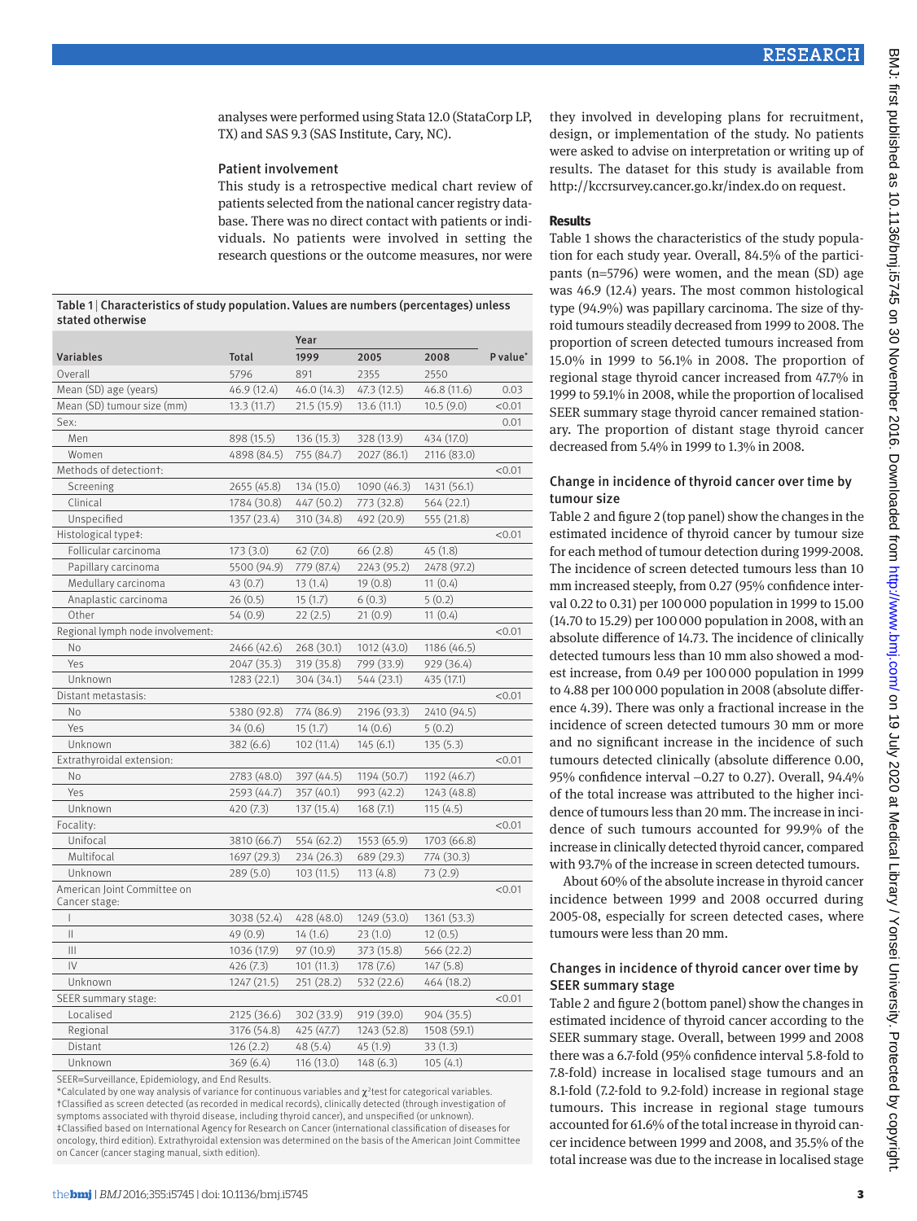analyses were performed using Stata 12.0 (StataCorp LP, TX) and SAS 9.3 (SAS Institute, Cary, NC).

### Patient involvement

This study is a retrospective medical chart review of patients selected from the national cancer registry database. There was no direct contact with patients or individuals. No patients were involved in setting the research questions or the outcome measures, nor were they involved in developing plans for recruitment, design, or implementation of the study. No patients were asked to advise on interpretation or writing up of results. The dataset for this study is available from http://kccrsurvey.cancer.go.kr/index.do on request.

**Table 1 | Characteristics of study population. Values are numbers (percentages) unless stated otherwise**

| Variables | Total | Year | | | P value* |
|---|---|---|---|---|---|
| | | 1999 | 2005 | 2008 | |
| Overall | 5796 | 891 | 2355 | 2550 | |
| Mean (SD) age (years) | 46.9 (12.4) | 46.0 (14.3) | 47.3 (12.5) | 46.8 (11.6) | 0.03 |
| Mean (SD) tumour size (mm) | 13.3 (11.7) | 21.5 (15.9) | 13.6 (11.1) | 10.5 (9.0) | <0.01 |
| Sex: | | | | | 0.01 |
| Men | 898 (15.5) | 136 (15.3) | 328 (13.9) | 434 (17.0) | |
| Women | 4898 (84.5) | 755 (84.7) | 2027 (86.1) | 2116 (83.0) | |
| Methods of detection†: | | | | | <0.01 |
| Screening | 2655 (45.8) | 134 (15.0) | 1090 (46.3) | 1431 (56.1) | |
| Clinical | 1784 (30.8) | 447 (50.2) | 773 (32.8) | 564 (22.1) | |
| Unspecified | 1357 (23.4) | 310 (34.8) | 492 (20.9) | 555 (21.8) | |
| Histological type‡: | | | | | <0.01 |
| Follicular carcinoma | 173 (3.0) | 62 (7.0) | 66 (2.8) | 45 (1.8) | |
| Papillary carcinoma | 5500 (94.9) | 779 (87.4) | 2243 (95.2) | 2478 (97.2) | |
| Medullary carcinoma | 43 (0.7) | 13 (1.4) | 19 (0.8) | 11 (0.4) | |
| Anaplastic carcinoma | 26 (0.5) | 15 (1.7) | 6 (0.3) | 5 (0.2) | |
| Other | 54 (0.9) | 22 (2.5) | 21 (0.9) | 11 (0.4) | |
| Regional lymph node involvement: | | | | | <0.01 |
| No | 2466 (42.6) | 268 (30.1) | 1012 (43.0) | 1186 (46.5) | |
| Yes | 2047 (35.3) | 319 (35.8) | 799 (33.9) | 929 (36.4) | |
| Unknown | 1283 (22.1) | 304 (34.1) | 544 (23.1) | 435 (17.1) | |
| Distant metastasis: | | | | | <0.01 |
| No | 5380 (92.8) | 774 (86.9) | 2196 (93.3) | 2410 (94.5) | |
| Yes | 34 (0.6) | 15 (1.7) | 14 (0.6) | 5 (0.2) | |
| Unknown | 382 (6.6) | 102 (11.4) | 145 (6.1) | 135 (5.3) | |
| Extrathyroidal extension: | | | | | <0.01 |
| No | 2783 (48.0) | 397 (44.5) | 1194 (50.7) | 1192 (46.7) | |
| Yes | 2593 (44.7) | 357 (40.1) | 993 (42.2) | 1243 (48.8) | |
| Unknown | 420 (7.3) | 137 (15.4) | 168 (7.1) | 115 (4.5) | |
| Focality: | | | | | <0.01 |
| Unifocal | 3810 (66.7) | 554 (62.2) | 1553 (65.9) | 1703 (66.8) | |
| Multifocal | 1697 (29.3) | 234 (26.3) | 689 (29.3) | 774 (30.3) | |
| Unknown | 289 (5.0) | 103 (11.5) | 113 (4.8) | 73 (2.9) | |
| American Joint Committee on Cancer stage: | | | | | <0.01 |
| I | 3038 (52.4) | 428 (48.0) | 1249 (53.0) | 1361 (53.3) | |
| II | 49 (0.9) | 14 (1.6) | 23 (1.0) | 12 (0.5) | |
| III | 1036 (17.9) | 97 (10.9) | 373 (15.8) | 566 (22.2) | |
| IV | 426 (7.3) | 101 (11.3) | 178 (7.6) | 147 (5.8) | |
| Unknown | 1247 (21.5) | 251 (28.2) | 532 (22.6) | 464 (18.2) | |
| SEER summary stage: | | | | | <0.01 |
| Localised | 2125 (36.6) | 302 (33.9) | 919 (39.0) | 904 (35.5) | |
| Regional | 3176 (54.8) | 425 (47.7) | 1243 (52.8) | 1508 (59.1) | |
| Distant | 126 (2.2) | 48 (5.4) | 45 (1.9) | 33 (1.3) | |
| Unknown | 369 (6.4) | 116 (13.0) | 148 (6.3) | 105 (4.1) | |

SEER=Surveillance, Epidemiology, and End Results.
*Calculated by one way analysis of variance for continuous variables and $\chi^2$ test for categorical variables.
†Classified as screen detected (as recorded in medical records), clinically detected (through investigation of symptoms associated with thyroid disease, including thyroid cancer), and unspecified (or unknown).
‡Classified based on International Agency for Research on Cancer (international classification of diseases for oncology, third edition). Extrathyroidal extension was determined on the basis of the American Joint Committee on Cancer (cancer staging manual, sixth edition).

## Results

Table 1 shows the characteristics of the study population for each study year. Overall, 84.5% of the participants (n=5796) were women, and the mean (SD) age was 46.9 (12.4) years. The most common histological type (94.9%) was papillary carcinoma. The size of thyroid tumours steadily decreased from 1999 to 2008. The proportion of screen detected tumours increased from 15.0% in 1999 to 56.1% in 2008. The proportion of regional stage thyroid cancer increased from 47.7% in 1999 to 59.1% in 2008, while the proportion of localised SEER summary stage thyroid cancer remained stationary. The proportion of distant stage thyroid cancer decreased from 5.4% in 1999 to 1.3% in 2008.

### Change in incidence of thyroid cancer over time by tumour size

Table 2 and figure 2 (top panel) show the changes in the estimated incidence of thyroid cancer by tumour size for each method of tumour detection during 1999-2008. The incidence of screen detected tumours less than 10 mm increased steeply, from 0.27 (95% confidence interval 0.22 to 0.31) per 100 000 population in 1999 to 15.00 (14.70 to 15.29) per 100 000 population in 2008, with an absolute difference of 14.73. The incidence of clinically detected tumours less than 10 mm also showed a modest increase, from 0.49 per 100 000 population in 1999 to 4.88 per 100 000 population in 2008 (absolute difference 4.39). There was only a fractional increase in the incidence of screen detected tumours 30 mm or more and no significant increase in the incidence of such tumours detected clinically (absolute difference 0.00, 95% confidence interval −0.27 to 0.27). Overall, 94.4% of the total increase was attributed to the higher incidence of tumours less than 20 mm. The increase in incidence of such tumours accounted for 99.9% of the increase in clinically detected thyroid cancer, compared with 93.7% of the increase in screen detected tumours.

About 60% of the absolute increase in thyroid cancer incidence between 1999 and 2008 occurred during 2005-08, especially for screen detected cases, where tumours were less than 20 mm.

### Changes in incidence of thyroid cancer over time by SEER summary stage

Table 2 and figure 2 (bottom panel) show the changes in estimated incidence of thyroid cancer according to the SEER summary stage. Overall, between 1999 and 2008 there was a 6.7-fold (95% confidence interval 5.8-fold to 7.8-fold) increase in localised stage tumours and an 8.1-fold (7.2-fold to 9.2-fold) increase in regional stage tumours. This increase in regional stage tumours accounted for 61.6% of the total increase in thyroid cancer incidence between 1999 and 2008, and 35.5% of the total increase was due to the increase in localised stage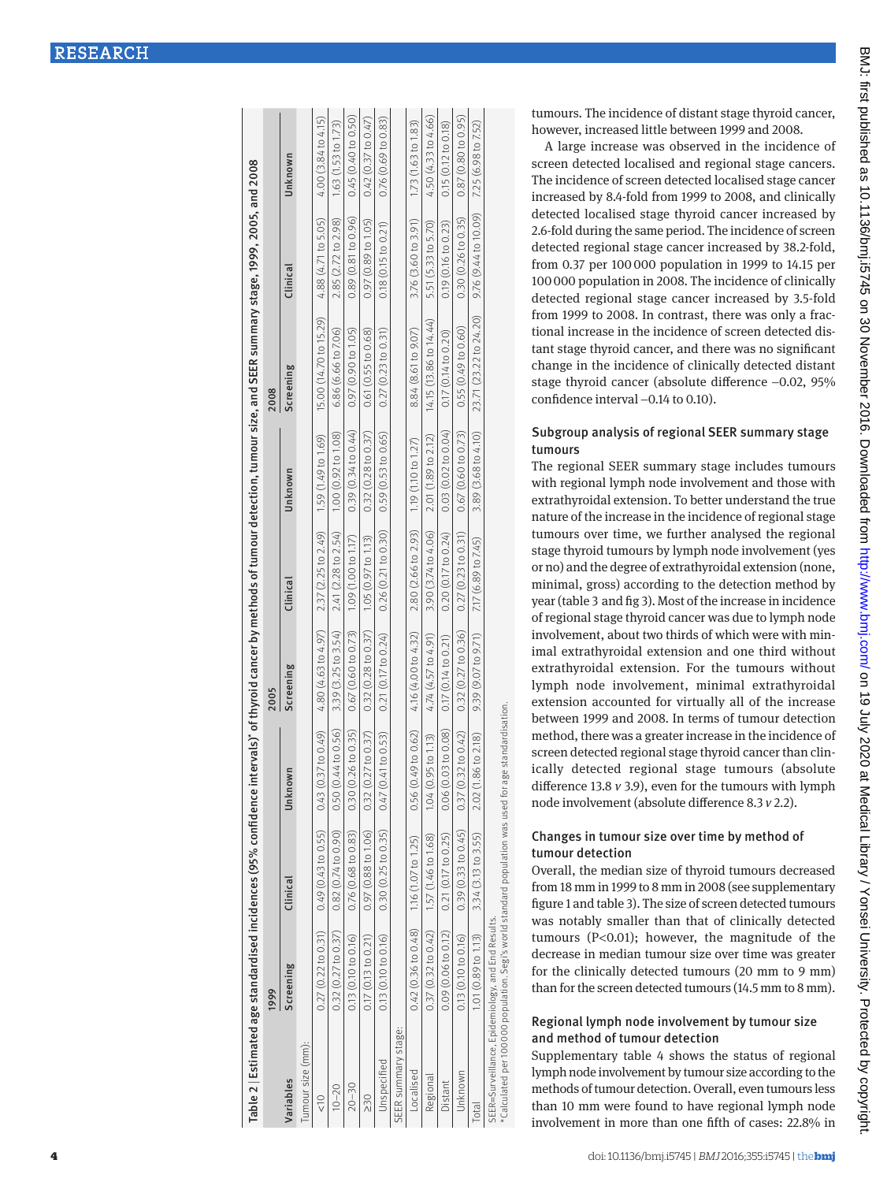Table 2 | Estimated age standardised incidences (95% confidence intervals)* of thyroid cancer by methods of tumour detection, tumour size, and SEER summary stage, 1999, 2005, and 2008

| Variables | 1999 | | | 2005 | | | 2008 | | |
|---|---|---|---|---|---|---|---|---|---|
| | Screening | Clinical | Unknown | Screening | Clinical | Unknown | Screening | Clinical | Unknown |
| Tumour size (mm): | | | | | | | | | |
| <10 | 0.27 (0.22 to 0.31) | 0.49 (0.43 to 0.55) | 0.43 (0.37 to 0.49) | 4.80 (4.63 to 4.97) | 2.37 (2.25 to 2.49) | 1.59 (1.49 to 1.69) | 15.00 (14.70 to 15.29) | 4.88 (4.71 to 5.05) | 4.00 (3.84 to 4.15) |
| 10–20 | 0.32 (0.27 to 0.37) | 0.82 (0.74 to 0.90) | 0.50 (0.44 to 0.56) | 3.39 (3.25 to 3.54) | 2.41 (2.28 to 2.54) | 1.00 (0.92 to 1.08) | 6.86 (6.66 to 7.06) | 2.85 (2.72 to 2.98) | 1.63 (1.53 to 1.73) |
| 20–30 | 0.13 (0.10 to 0.16) | 0.76 (0.68 to 0.83) | 0.30 (0.26 to 0.35) | 0.67 (0.60 to 0.73) | 1.09 (1.00 to 1.17) | 0.39 (0.34 to 0.44) | 0.97 (0.90 to 1.05) | 0.89 (0.81 to 0.96) | 0.45 (0.40 to 0.50) |
| ≥30 | 0.17 (0.13 to 0.21) | 0.97 (0.88 to 1.06) | 0.32 (0.27 to 0.37) | 0.32 (0.28 to 0.37) | 1.05 (0.97 to 1.13) | 0.32 (0.28 to 0.37) | 0.61 (0.55 to 0.68) | 0.97 (0.89 to 1.05) | 0.42 (0.37 to 0.47) |
| Unspecified | 0.13 (0.10 to 0.16) | 0.30 (0.25 to 0.35) | 0.47 (0.41 to 0.53) | 0.21 (0.17 to 0.24) | 0.26 (0.21 to 0.30) | 0.59 (0.53 to 0.65) | 0.27 (0.23 to 0.31) | 0.18 (0.15 to 0.21) | 0.76 (0.69 to 0.83) |
| SEER summary stage: | | | | | | | | | |
| Localised | 0.42 (0.36 to 0.48) | 1.16 (1.07 to 1.25) | 0.56 (0.49 to 0.62) | 4.16 (4.00 to 4.32) | 2.80 (2.66 to 2.93) | 1.19 (1.10 to 1.27) | 8.84 (8.61 to 9.07) | 3.76 (3.60 to 3.91) | 1.73 (1.63 to 1.83) |
| Regional | 0.37 (0.32 to 0.42) | 1.57 (1.46 to 1.68) | 1.04 (0.95 to 1.13) | 4.74 (4.57 to 4.91) | 3.90 (3.74 to 4.06) | 2.01 (1.89 to 2.12) | 14.15 (13.86 to 14.44) | 5.51 (5.33 to 5.70) | 4.50 (4.33 to 4.66) |
| Distant | 0.09 (0.06 to 0.12) | 0.21 (0.17 to 0.25) | 0.06 (0.03 to 0.08) | 0.17 (0.14 to 0.21) | 0.20 (0.17 to 0.24) | 0.03 (0.02 to 0.04) | 0.17 (0.14 to 0.20) | 0.19 (0.16 to 0.23) | 0.15 (0.12 to 0.18) |
| Unknown | 0.13 (0.10 to 0.16) | 0.39 (0.33 to 0.45) | 0.37 (0.32 to 0.42) | 0.32 (0.27 to 0.36) | 0.27 (0.23 to 0.31) | 0.67 (0.60 to 0.73) | 0.55 (0.49 to 0.60) | 0.30 (0.26 to 0.35) | 0.87 (0.80 to 0.95) |
| Total | 1.01 (0.89 to 1.13) | 3.34 (3.13 to 3.55) | 2.02 (1.86 to 2.18) | 9.39 (9.07 to 9.71) | 7.17 (6.89 to 7.45) | 3.89 (3.68 to 4.10) | 23.71 (23.22 to 24.20) | 9.76 (9.44 to 10.09) | 7.25 (6.98 to 7.52) |

SEER=Surveillance, Epidemiology, and End Results.
*Calculated per 100 000 population. Segi's world standard population was used for age standardisation.

tumours. The incidence of distant stage thyroid cancer, however, increased little between 1999 and 2008.

A large increase was observed in the incidence of screen detected localised and regional stage cancers. The incidence of screen detected localised stage cancer increased by 8.4-fold from 1999 to 2008, and clinically detected localised stage thyroid cancer increased by 2.6-fold during the same period. The incidence of screen detected regional stage cancer increased by 38.2-fold, from 0.37 per 100 000 population in 1999 to 14.15 per 100 000 population in 2008. The incidence of clinically detected regional stage cancer increased by 3.5-fold from 1999 to 2008. In contrast, there was only a fractional increase in the incidence of screen detected distant stage thyroid cancer, and there was no significant change in the incidence of clinically detected distant stage thyroid cancer (absolute difference −0.02, 95% confidence interval −0.14 to 0.10).

### Subgroup analysis of regional SEER summary stage tumours

The regional SEER summary stage includes tumours with regional lymph node involvement and those with extrathyroidal extension. To better understand the true nature of the increase in the incidence of regional stage tumours over time, we further analysed the regional stage thyroid tumours by lymph node involvement (yes or no) and the degree of extrathyroidal extension (none, minimal, gross) according to the detection method by year (table 3 and fig 3). Most of the increase in incidence of regional stage thyroid cancer was due to lymph node involvement, about two thirds of which were with minimal extrathyroidal extension and one third without extrathyroidal extension. For the tumours without lymph node involvement, minimal extrathyroidal extension accounted for virtually all of the increase between 1999 and 2008. In terms of tumour detection method, there was a greater increase in the incidence of screen detected regional stage thyroid cancer than clinically detected regional stage tumours (absolute difference 13.8 *v* 3.9), even for the tumours with lymph node involvement (absolute difference 8.3 *v* 2.2).

### Changes in tumour size over time by method of tumour detection

Overall, the median size of thyroid tumours decreased from 18 mm in 1999 to 8 mm in 2008 (see supplementary figure 1 and table 3). The size of screen detected tumours was notably smaller than that of clinically detected tumours (P<0.01); however, the magnitude of the decrease in median tumour size over time was greater for the clinically detected tumours (20 mm to 9 mm) than for the screen detected tumours (14.5 mm to 8 mm).

### Regional lymph node involvement by tumour size and method of tumour detection

Supplementary table 4 shows the status of regional lymph node involvement by tumour size according to the methods of tumour detection. Overall, even tumours less than 10 mm were found to have regional lymph node involvement in more than one fifth of cases: 22.8% in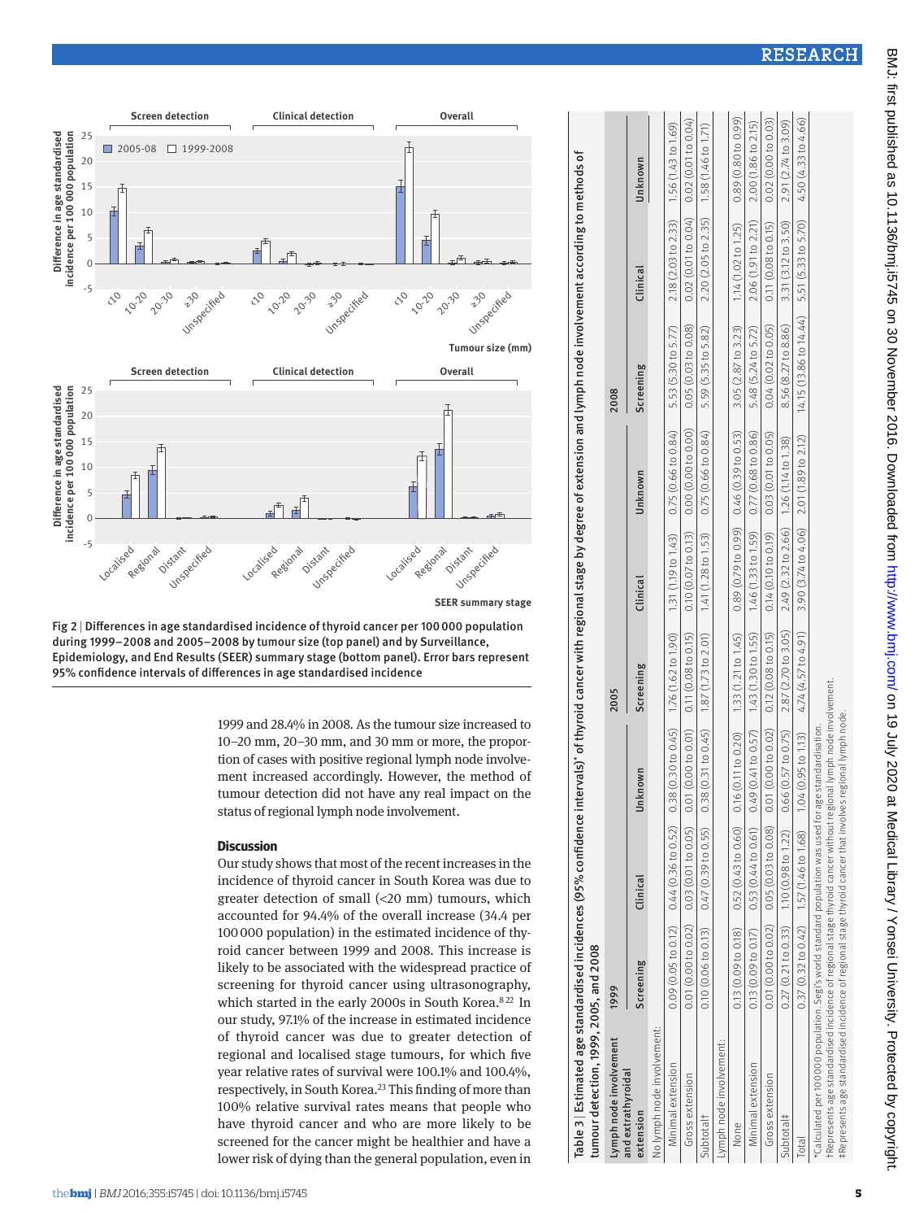Fig 2 | Differences in age standardised incidence of thyroid cancer per 100 000 population during 1999–2008 and 2005–2008 by tumour size (top panel) and by Surveillance, Epidemiology, and End Results (SEER) summary stage (bottom panel). Error bars represent 95% confidence intervals of differences in age standardised incidence

1999 and 28.4% in 2008. As the tumour size increased to 10–20 mm, 20–30 mm, and 30 mm or more, the proportion of cases with positive regional lymph node involvement increased accordingly. However, the method of tumour detection did not have any real impact on the status of regional lymph node involvement.

## Discussion

Our study shows that most of the recent increases in the incidence of thyroid cancer in South Korea was due to greater detection of small (<20 mm) tumours, which accounted for 94.4% of the overall increase (34.4 per 100 000 population) in the estimated incidence of thyroid cancer between 1999 and 2008. This increase is likely to be associated with the widespread practice of screening for thyroid cancer using ultrasonography, which started in the early 2000s in South Korea.[8,22] In our study, 97.1% of the increase in estimated incidence of thyroid cancer was due to greater detection of regional and localised stage tumours, for which five year relative rates of survival were 100.1% and 100.4%, respectively, in South Korea.[23] This finding of more than 100% relative survival rates means that people who have thyroid cancer and who are more likely to be screened for the cancer might be healthier and have a lower risk of dying than the general population, even in

Table 3 | Estimated age standardised incidences (95% confidence intervals)* of thyroid cancer with regional stage by degree of extension and lymph node involvement according to methods of tumour detection, 1999, 2005, and 2008

| Lymph node involvement and extrathyroidal extension | 1999 | | | 2005 | | | 2008 | | |
|---|---|---|---|---|---|---|---|---|---|
| | Screening | Clinical | Unknown | Screening | Clinical | Unknown | Screening | Clinical | Unknown |
| No lymph node involvement: | | | | | | | | | |
| Minimal extension | 0.09 (0.05 to 0.12) | 0.44 (0.36 to 0.52) | 0.38 (0.30 to 0.45) | 1.76 (1.62 to 1.90) | 1.31 (1.19 to 1.43) | 0.75 (0.66 to 0.84) | 5.53 (5.30 to 5.77) | 2.18 (2.03 to 2.33) | 1.56 (1.43 to 1.69) |
| Gross extension | 0.01 (0.00 to 0.02) | 0.03 (0.01 to 0.05) | 0.01 (0.00 to 0.01) | 0.11 (0.08 to 0.15) | 0.10 (0.07 to 0.13) | 0.00 (0.00 to 0.00) | 0.05 (0.03 to 0.08) | 0.02 (0.01 to 0.04) | 0.02 (0.01 to 0.04) |
| Subtotal† | 0.10 (0.06 to 0.13) | 0.47 (0.39 to 0.55) | 0.38 (0.31 to 0.45) | 1.87 (1.73 to 2.01) | 1.41 (1.28 to 1.53) | 0.75 (0.66 to 0.84) | 5.59 (5.35 to 5.82) | 2.20 (2.05 to 2.35) | 1.58 (1.46 to 1.71) |
| Lymph node involvement: | | | | | | | | | |
| None | 0.13 (0.09 to 0.18) | 0.52 (0.43 to 0.60) | 0.16 (0.11 to 0.20) | 1.33 (1.21 to 1.45) | 0.89 (0.79 to 0.99) | 0.46 (0.39 to 0.53) | 3.05 (2.87 to 3.23) | 1.14 (1.02 to 1.25) | 0.89 (0.80 to 0.99) |
| Minimal extension | 0.13 (0.09 to 0.17) | 0.53 (0.44 to 0.61) | 0.49 (0.41 to 0.57) | 1.43 (1.30 to 1.55) | 1.46 (1.33 to 1.59) | 0.77 (0.68 to 0.86) | 5.48 (5.24 to 5.72) | 2.06 (1.91 to 2.21) | 2.00 (1.86 to 2.15) |
| Gross extension | 0.01 (0.00 to 0.02) | 0.05 (0.03 to 0.08) | 0.01 (0.00 to 0.02) | 0.12 (0.08 to 0.15) | 0.14 (0.10 to 0.19) | 0.03 (0.01 to 0.05) | 0.04 (0.02 to 0.05) | 0.11 (0.08 to 0.15) | 0.02 (0.00 to 0.03) |
| Subtotal‡ | 0.27 (0.21 to 0.33) | 1.10 (0.98 to 1.22) | 0.66 (0.57 to 0.75) | 2.87 (2.70 to 3.05) | 2.49 (2.32 to 2.66) | 1.26 (1.14 to 1.38) | 8.56 (8.27 to 8.86) | 3.31 (3.12 to 3.50) | 2.91 (2.74 to 3.09) |
| Total | 0.37 (0.32 to 0.42) | 1.57 (1.46 to 1.68) | 1.04 (0.95 to 1.13) | 4.74 (4.57 to 4.91) | 3.90 (3.74 to 4.06) | 2.01 (1.89 to 2.12) | 14.15 (13.86 to 14.44) | 5.51 (5.33 to 5.70) | 4.50 (4.33 to 4.66) |

*Calculated per 100 000 population. Segi's world standard population was used for age standardisation.
†Represents age standardised incidence of regional stage thyroid cancer without regional lymph node involvement.
‡Represents age standardised incidence of regional stage thyroid cancer that involves regional lymph node.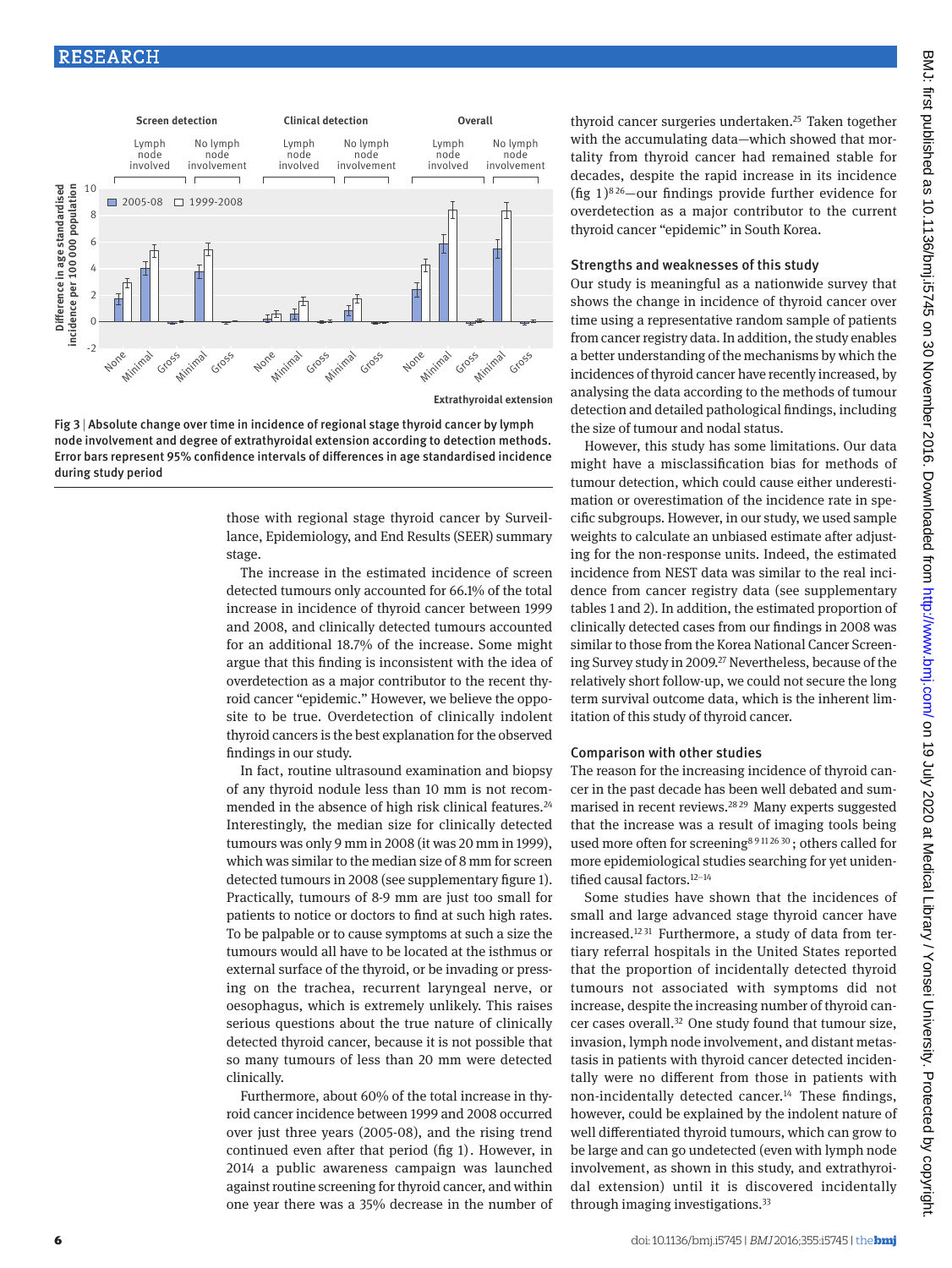Fig 3 | Absolute change over time in incidence of regional stage thyroid cancer by lymph node involvement and degree of extrathyroidal extension according to detection methods. Error bars represent 95% confidence intervals of differences in age standardised incidence during study period

those with regional stage thyroid cancer by Surveillance, Epidemiology, and End Results (SEER) summary stage.

The increase in the estimated incidence of screen detected tumours only accounted for 66.1% of the total increase in incidence of thyroid cancer between 1999 and 2008, and clinically detected tumours accounted for an additional 18.7% of the increase. Some might argue that this finding is inconsistent with the idea of overdetection as a major contributor to the recent thyroid cancer "epidemic." However, we believe the opposite to be true. Overdetection of clinically indolent thyroid cancers is the best explanation for the observed findings in our study.

In fact, routine ultrasound examination and biopsy of any thyroid nodule less than 10 mm is not recommended in the absence of high risk clinical features.[24] Interestingly, the median size for clinically detected tumours was only 9 mm in 2008 (it was 20 mm in 1999), which was similar to the median size of 8 mm for screen detected tumours in 2008 (see supplementary figure 1). Practically, tumours of 8-9 mm are just too small for patients to notice or doctors to find at such high rates. To be palpable or to cause symptoms at such a size the tumours would all have to be located at the isthmus or external surface of the thyroid, or be invading or pressing on the trachea, recurrent laryngeal nerve, or oesophagus, which is extremely unlikely. This raises serious questions about the true nature of clinically detected thyroid cancer, because it is not possible that so many tumours of less than 20 mm were detected clinically.

Furthermore, about 60% of the total increase in thyroid cancer incidence between 1999 and 2008 occurred over just three years (2005-08), and the rising trend continued even after that period (fig 1). However, in 2014 a public awareness campaign was launched against routine screening for thyroid cancer, and within one year there was a 35% decrease in the number of thyroid cancer surgeries undertaken.[25] Taken together with the accumulating data—which showed that mortality from thyroid cancer had remained stable for decades, despite the rapid increase in its incidence (fig 1)[8 26]—our findings provide further evidence for overdetection as a major contributor to the current thyroid cancer "epidemic" in South Korea.

### Strengths and weaknesses of this study

Our study is meaningful as a nationwide survey that shows the change in incidence of thyroid cancer over time using a representative random sample of patients from cancer registry data. In addition, the study enables a better understanding of the mechanisms by which the incidences of thyroid cancer have recently increased, by analysing the data according to the methods of tumour detection and detailed pathological findings, including the size of tumour and nodal status.

However, this study has some limitations. Our data might have a misclassification bias for methods of tumour detection, which could cause either underestimation or overestimation of the incidence rate in specific subgroups. However, in our study, we used sample weights to calculate an unbiased estimate after adjusting for the non-response units. Indeed, the estimated incidence from NEST data was similar to the real incidence from cancer registry data (see supplementary tables 1 and 2). In addition, the estimated proportion of clinically detected cases from our findings in 2008 was similar to those from the Korea National Cancer Screening Survey study in 2009.[27] Nevertheless, because of the relatively short follow-up, we could not secure the long term survival outcome data, which is the inherent limitation of this study of thyroid cancer.

### Comparison with other studies

The reason for the increasing incidence of thyroid cancer in the past decade has been well debated and summarised in recent reviews.[28 29] Many experts suggested that the increase was a result of imaging tools being used more often for screening[8 9 11 26 30]; others called for more epidemiological studies searching for yet unidentified causal factors.[12-14]

Some studies have shown that the incidences of small and large advanced stage thyroid cancer have increased.[12 31] Furthermore, a study of data from tertiary referral hospitals in the United States reported that the proportion of incidentally detected thyroid tumours not associated with symptoms did not increase, despite the increasing number of thyroid cancer cases overall.[32] One study found that tumour size, invasion, lymph node involvement, and distant metastasis in patients with thyroid cancer detected incidentally were no different from those in patients with non-incidentally detected cancer.[14] These findings, however, could be explained by the indolent nature of well differentiated thyroid tumours, which can grow to be large and can go undetected (even with lymph node involvement, as shown in this study, and extrathyroidal extension) until it is discovered incidentally through imaging investigations.[33]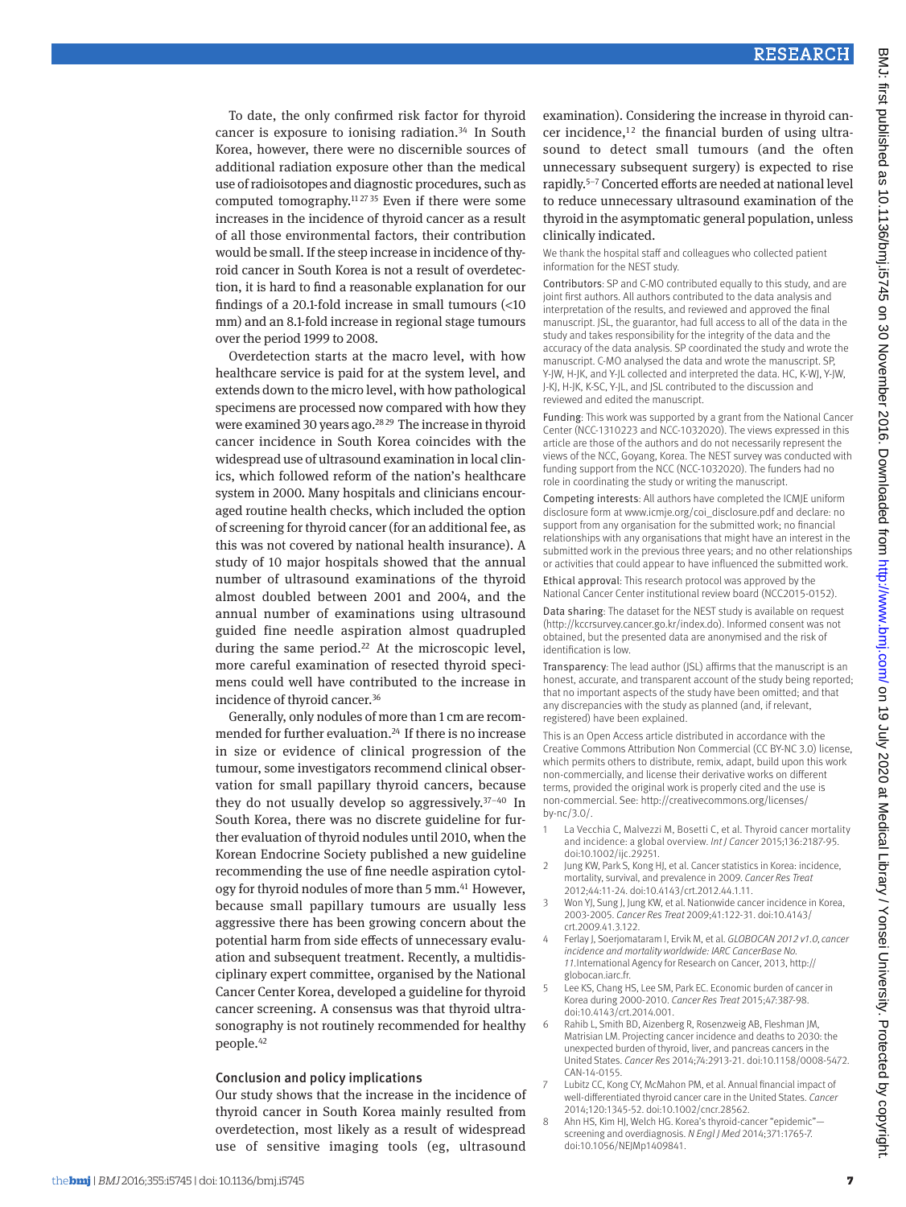To date, the only confirmed risk factor for thyroid cancer is exposure to ionising radiation.[34] In South Korea, however, there were no discernible sources of additional radiation exposure other than the medical use of radioisotopes and diagnostic procedures, such as computed tomography.[11 27 35] Even if there were some increases in the incidence of thyroid cancer as a result of all those environmental factors, their contribution would be small. If the steep increase in incidence of thyroid cancer in South Korea is not a result of overdetection, it is hard to find a reasonable explanation for our findings of a 20.1-fold increase in small tumours (<10 mm) and an 8.1-fold increase in regional stage tumours over the period 1999 to 2008.

Overdetection starts at the macro level, with how healthcare service is paid for at the system level, and extends down to the micro level, with how pathological specimens are processed now compared with how they were examined 30 years ago.[28 29] The increase in thyroid cancer incidence in South Korea coincides with the widespread use of ultrasound examination in local clinics, which followed reform of the nation's healthcare system in 2000. Many hospitals and clinicians encouraged routine health checks, which included the option of screening for thyroid cancer (for an additional fee, as this was not covered by national health insurance). A study of 10 major hospitals showed that the annual number of ultrasound examinations of the thyroid almost doubled between 2001 and 2004, and the annual number of examinations using ultrasound guided fine needle aspiration almost quadrupled during the same period.[22] At the microscopic level, more careful examination of resected thyroid specimens could well have contributed to the increase in incidence of thyroid cancer.[36]

Generally, only nodules of more than 1 cm are recommended for further evaluation.[24] If there is no increase in size or evidence of clinical progression of the tumour, some investigators recommend clinical observation for small papillary thyroid cancers, because they do not usually develop so aggressively.[37–40] In South Korea, there was no discrete guideline for further evaluation of thyroid nodules until 2010, when the Korean Endocrine Society published a new guideline recommending the use of fine needle aspiration cytology for thyroid nodules of more than 5 mm.[41] However, because small papillary tumours are usually less aggressive there has been growing concern about the potential harm from side effects of unnecessary evaluation and subsequent treatment. Recently, a multidisciplinary expert committee, organised by the National Cancer Center Korea, developed a guideline for thyroid cancer screening. A consensus was that thyroid ultrasonography is not routinely recommended for healthy people.[42]

## Conclusion and policy implications

Our study shows that the increase in the incidence of thyroid cancer in South Korea mainly resulted from overdetection, most likely as a result of widespread use of sensitive imaging tools (eg, ultrasound examination). Considering the increase in thyroid cancer incidence,[1 2] the financial burden of using ultrasound to detect small tumours (and the often unnecessary subsequent surgery) is expected to rise rapidly.[5–7] Concerted efforts are needed at national level to reduce unnecessary ultrasound examination of the thyroid in the asymptomatic general population, unless clinically indicated.

We thank the hospital staff and colleagues who collected patient information for the NEST study.

Contributors: SP and C-MO contributed equally to this study, and are joint first authors. All authors contributed to the data analysis and interpretation of the results, and reviewed and approved the final manuscript. JSL, the guarantor, had full access to all of the data in the study and takes responsibility for the integrity of the data and the accuracy of the data analysis. SP coordinated the study and wrote the manuscript. C-MO analysed the data and wrote the manuscript. SP, Y-JW, H-JK, and Y-JL collected and interpreted the data. HC, K-WJ, Y-JW, J-KJ, H-JK, K-SC, Y-JL, and JSL contributed to the discussion and reviewed and edited the manuscript.

Funding: This work was supported by a grant from the National Cancer Center (NCC-1310223 and NCC-1032020). The views expressed in this article are those of the authors and do not necessarily represent the views of the NCC, Goyang, Korea. The NEST survey was conducted with funding support from the NCC (NCC-1032020). The funders had no role in coordinating the study or writing the manuscript.

Competing interests: All authors have completed the ICMJE uniform disclosure form at www.icmje.org/coi_disclosure.pdf and declare: no support from any organisation for the submitted work; no financial relationships with any organisations that might have an interest in the submitted work in the previous three years; and no other relationships or activities that could appear to have influenced the submitted work.

Ethical approval: This research protocol was approved by the National Cancer Center institutional review board (NCC2015-0152).

Data sharing: The dataset for the NEST study is available on request (http://kccrsurvey.cancer.go.kr/index.do). Informed consent was not obtained, but the presented data are anonymised and the risk of identification is low.

Transparency: The lead author (JSL) affirms that the manuscript is an honest, accurate, and transparent account of the study being reported; that no important aspects of the study have been omitted; and that any discrepancies with the study as planned (and, if relevant, registered) have been explained.

This is an Open Access article distributed in accordance with the Creative Commons Attribution Non Commercial (CC BY-NC 3.0) license, which permits others to distribute, remix, adapt, build upon this work non-commercially, and license their derivative works on different terms, provided the original work is properly cited and the use is non-commercial. See: http://creativecommons.org/licenses/by-nc/3.0/.

1. La Vecchia C, Malvezzi M, Bosetti C, et al. Thyroid cancer mortality and incidence: a global overview. *Int J Cancer* 2015;136:2187-95. doi:10.1002/ijc.29251.
2. Jung KW, Park S, Kong HJ, et al. Cancer statistics in Korea: incidence, mortality, survival, and prevalence in 2009. *Cancer Res Treat* 2012;44:11-24. doi:10.4143/crt.2012.44.1.11.
3. Won YJ, Sung J, Jung KW, et al. Nationwide cancer incidence in Korea, 2003-2005. *Cancer Res Treat* 2009;41:122-31. doi:10.4143/crt.2009.41.3.122.
4. Ferlay J, Soerjomataram I, Ervik M, et al. *GLOBOCAN 2012 v1.0, cancer incidence and mortality worldwide: IARC CancerBase No. 11*.International Agency for Research on Cancer, 2013, http://globocan.iarc.fr.
5. Lee KS, Chang HS, Lee SM, Park EC. Economic burden of cancer in Korea during 2000-2010. *Cancer Res Treat* 2015;47:387-98. doi:10.4143/crt.2014.001.
6. Rahib L, Smith BD, Aizenberg R, Rosenzweig AB, Fleshman JM, Matrisian LM. Projecting cancer incidence and deaths to 2030: the unexpected burden of thyroid, liver, and pancreas cancers in the United States. *Cancer Res* 2014;74:2913-21. doi:10.1158/0008-5472.CAN-14-0155.
7. Lubitz CC, Kong CY, McMahon PM, et al. Annual financial impact of well-differentiated thyroid cancer care in the United States. *Cancer* 2014;120:1345-52. doi:10.1002/cncr.28562.
8. Ahn HS, Kim HJ, Welch HG. Korea's thyroid-cancer "epidemic"—screening and overdiagnosis. *N Engl J Med* 2014;371:1765-7. doi:10.1056/NEJMp1409841.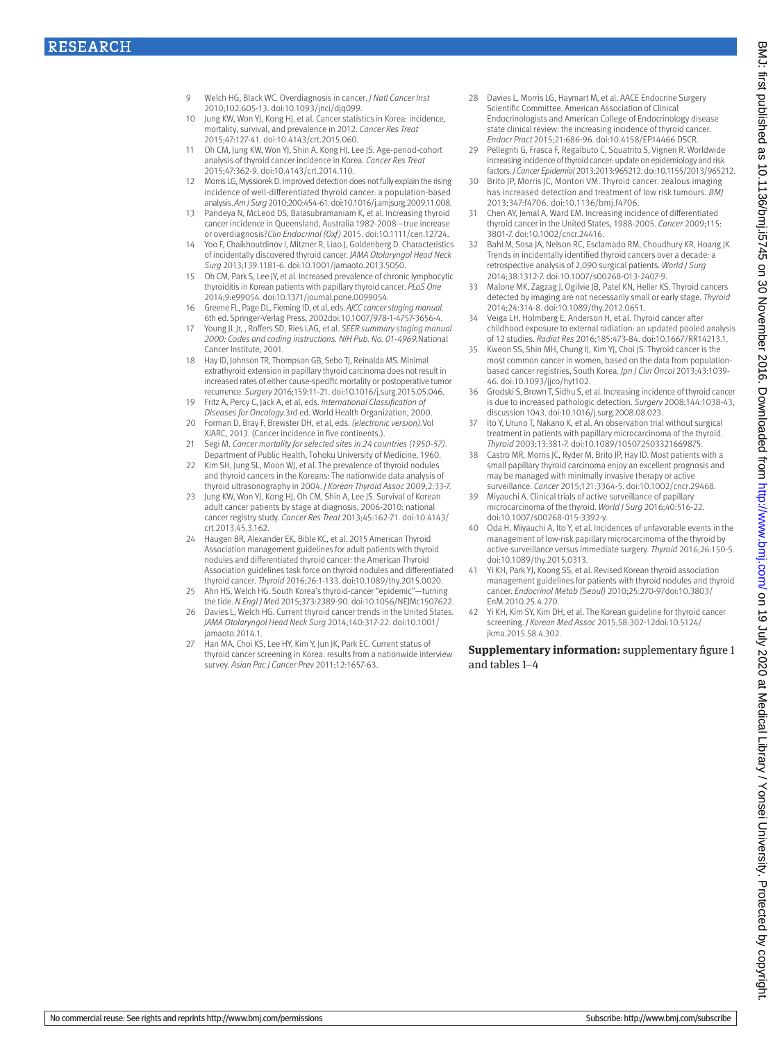9 Welch HG, Black WC. Overdiagnosis in cancer. *J Natl Cancer Inst* 2010;102:605-13. doi:10.1093/jnci/djq099.

10 Jung KW, Won YJ, Kong HJ, et al. Cancer statistics in Korea: incidence, mortality, survival, and prevalence in 2012. *Cancer Res Treat* 2015;47:127-41. doi:10.4143/crt.2015.060.

11 Oh CM, Jung KW, Won YJ, Shin A, Kong HJ, Lee JS. Age-period-cohort analysis of thyroid cancer incidence in Korea. *Cancer Res Treat* 2015;47:362-9. doi:10.4143/crt.2014.110.

12 Morris LG, Myssiorek D. Improved detection does not fully explain the rising incidence of well-differentiated thyroid cancer: a population-based analysis. *Am J Surg* 2010;200:454-61. doi:10.1016/j.amjsurg.2009.11.008.

13 Pandeya N, McLeod DS, Balasubramaniam K, et al. Increasing thyroid cancer incidence in Queensland, Australia 1982-2008—true increase or overdiagnosis? *Clin Endocrinol (Oxf)* 2015. doi:10.1111/cen.12724.

14 Yoo F, Chaikhoutdinov I, Mitzner R, Liao J, Goldenberg D. Characteristics of incidentally discovered thyroid cancer. *JAMA Otolaryngol Head Neck Surg* 2013;139:1181-6. doi:10.1001/jamaoto.2013.5050.

15 Oh CM, Park S, Lee JY, et al. Increased prevalence of chronic lymphocytic thyroiditis in Korean patients with papillary thyroid cancer. *PLoS One* 2014;9:e99054. doi:10.1371/journal.pone.0099054.

16 Greene FL, Page DL, Fleming ID, et al, eds. *AJCC cancer staging manual*. 6th ed. Springer-Verlag Press, 2002doi:10.1007/978-1-4757-3656-4.

17 Young JL Jr, , Roffers SD, Ries LAG, et al. *SEER summary staging manual 2000: Codes and coding instructions. NIH Pub. No. 01-4969.* National Cancer Institute, 2001.

18 Hay ID, Johnson TR, Thompson GB, Sebo TJ, Reinalda MS. Minimal extrathyroid extension in papillary thyroid carcinoma does not result in increased rates of either cause-specific mortality or postoperative tumor recurrence. *Surgery* 2016;159:11-21. doi:10.1016/j.surg.2015.05.046.

19 Fritz A, Percy C, Jack A, et al, eds. *International Classification of Diseases for Oncology.* 3rd ed. World Health Organization, 2000.

20 Forman D, Bray F, Brewster DH, et al, eds. *(electronic version).* Vol XIARC, 2013. (Cancer incidence in five continents.).

21 Segi M. *Cancer mortality for selected sites in 24 countries (1950-57)*. Department of Public Health, Tohoku University of Medicine, 1960.

22 Kim SH, Jung SL, Moon WJ, et al. The prevalence of thyroid nodules and thyroid cancers in the Koreans: The nationwide data analysis of thyroid ultrasonography in 2004. *J Korean Thyroid Assoc* 2009;2:33-7.

23 Jung KW, Won YJ, Kong HJ, Oh CM, Shin A, Lee JS. Survival of Korean adult cancer patients by stage at diagnosis, 2006-2010: national cancer registry study. *Cancer Res Treat* 2013;45:162-71. doi:10.4143/crt.2013.45.3.162.

24 Haugen BR, Alexander EK, Bible KC, et al. 2015 American Thyroid Association management guidelines for adult patients with thyroid nodules and differentiated thyroid cancer: the American Thyroid Association guidelines task force on thyroid nodules and differentiated thyroid cancer. *Thyroid* 2016;26:1-133. doi:10.1089/thy.2015.0020.

25 Ahn HS, Welch HG. South Korea's thyroid-cancer "epidemic"—turning the tide. *N Engl J Med* 2015;373:2389-90. doi:10.1056/NEJMc1507622.

26 Davies L, Welch HG. Current thyroid cancer trends in the United States. *JAMA Otolaryngol Head Neck Surg* 2014;140:317-22. doi:10.1001/jamaoto.2014.1.

27 Han MA, Choi KS, Lee HY, Kim Y, Jun JK, Park EC. Current status of thyroid cancer screening in Korea: results from a nationwide interview survey. *Asian Pac J Cancer Prev* 2011;12:1657-63.

28 Davies L, Morris LG, Haymart M, et al. AACE Endocrine Surgery Scientific Committee. American Association of Clinical Endocrinologists and American College of Endocrinology disease state clinical review: the increasing incidence of thyroid cancer. *Endocr Pract* 2015;21:686-96. doi:10.4158/EP14466.DSCR.

29 Pellegriti G, Frasca F, Regalbuto C, Squatrito S, Vigneri R. Worldwide increasing incidence of thyroid cancer: update on epidemiology and risk factors. *J Cancer Epidemiol* 2013;2013:965212. doi:10.1155/2013/965212.

30 Brito JP, Morris JC, Montori VM. Thyroid cancer: zealous imaging has increased detection and treatment of low risk tumours. *BMJ* 2013;347:f4706. doi:10.1136/bmj.f4706.

31 Chen AY, Jemal A, Ward EM. Increasing incidence of differentiated thyroid cancer in the United States, 1988-2005. *Cancer* 2009;115:3801-7. doi:10.1002/cncr.24416.

32 Bahl M, Sosa JA, Nelson RC, Esclamado RM, Choudhury KR, Hoang JK. Trends in incidentally identified thyroid cancers over a decade: a retrospective analysis of 2,090 surgical patients. *World J Surg* 2014;38:1312-7. doi:10.1007/s00268-013-2407-9.

33 Malone MK, Zagzag J, Ogilvie JB, Patel KN, Heller KS. Thyroid cancers detected by imaging are not necessarily small or early stage. *Thyroid* 2014;24:314-8. doi:10.1089/thy.2012.0651.

34 Veiga LH, Holmberg E, Anderson H, et al. Thyroid cancer after childhood exposure to external radiation: an updated pooled analysis of 12 studies. *Radiat Res* 2016;185:473-84. doi:10.1667/RR14213.1.

35 Kweon SS, Shin MH, Chung IJ, Kim YJ, Choi JS. Thyroid cancer is the most common cancer in women, based on the data from population-based cancer registries, South Korea. *Jpn J Clin Oncol* 2013;43:1039-46. doi:10.1093/jjco/hyt102.

36 Grodski S, Brown T, Sidhu S, et al. Increasing incidence of thyroid cancer is due to increased pathologic detection. *Surgery* 2008;144:1038-43, discussion 1043. doi:10.1016/j.surg.2008.08.023.

37 Ito Y, Uruno T, Nakano K, et al. An observation trial without surgical treatment in patients with papillary microcarcinoma of the thyroid. *Thyroid* 2003;13:381-7. doi:10.1089/105072503321669875.

38 Castro MR, Morris JC, Ryder M, Brito JP, Hay ID. Most patients with a small papillary thyroid carcinoma enjoy an excellent prognosis and may be managed with minimally invasive therapy or active surveillance. *Cancer* 2015;121:3364-5. doi:10.1002/cncr.29468.

39 Miyauchi A. Clinical trials of active surveillance of papillary microcarcinoma of the thyroid. *World J Surg* 2016;40:516-22. doi:10.1007/s00268-015-3392-y.

40 Oda H, Miyauchi A, Ito Y, et al. Incidences of unfavorable events in the management of low-risk papillary microcarcinoma of the thyroid by active surveillance versus immediate surgery. *Thyroid* 2016;26:150-5. doi:10.1089/thy.2015.0313.

41 Yi KH, Park YJ, Koong SS, et al. Revised Korean thyroid association management guidelines for patients with thyroid nodules and thyroid cancer. *Endocrinol Metab (Seoul)* 2010;25:270-97doi:10.3803/EnM.2010.25.4.270.

42 Yi KH, Kim SY, Kim DH, et al. The Korean guideline for thyroid cancer screening. *J Korean Med Assoc* 2015;58:302-12doi:10.5124/jkma.2015.58.4.302.

**Supplementary information:** supplementary figure 1 and tables 1–4